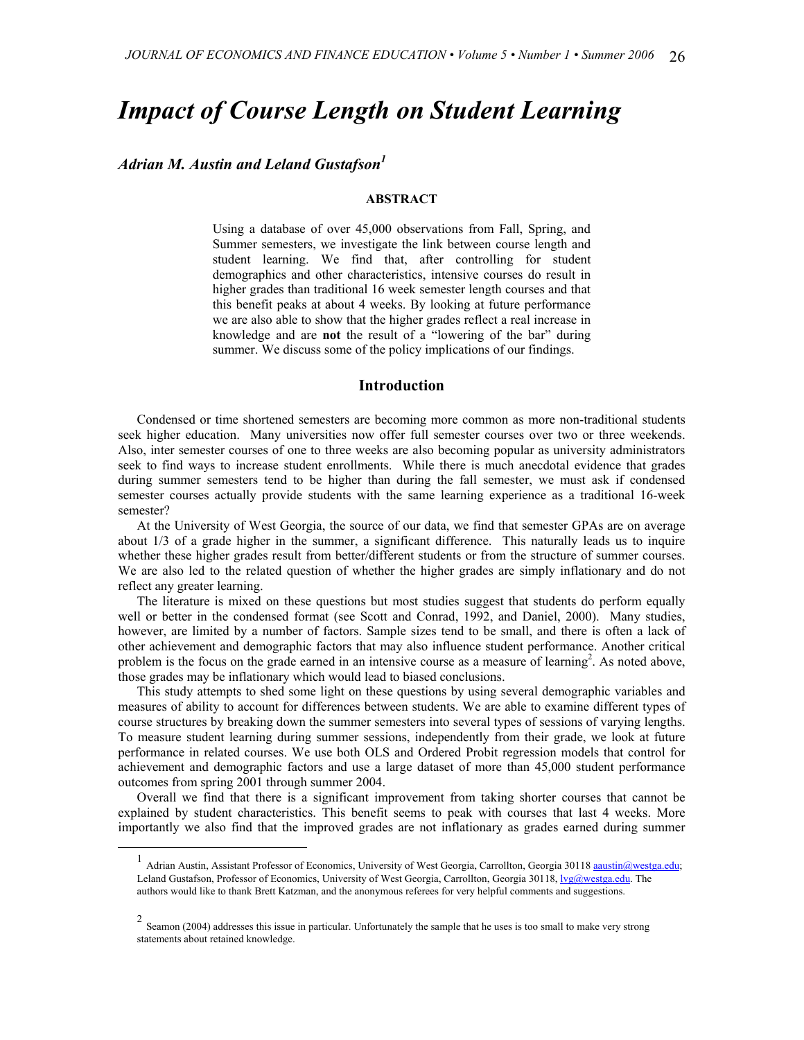# Impact of Course Length on Student Learning

***Adrian M. Austin and Leland Gustafson*[1]**

## ABSTRACT

Using a database of over 45,000 observations from Fall, Spring, and Summer semesters, we investigate the link between course length and student learning. We find that, after controlling for student demographics and other characteristics, intensive courses do result in higher grades than traditional 16 week semester length courses and that this benefit peaks at about 4 weeks. By looking at future performance we are also able to show that the higher grades reflect a real increase in knowledge and are **not** the result of a "lowering of the bar" during summer. We discuss some of the policy implications of our findings.

## Introduction

Condensed or time shortened semesters are becoming more common as more non-traditional students seek higher education. Many universities now offer full semester courses over two or three weekends. Also, inter semester courses of one to three weeks are also becoming popular as university administrators seek to find ways to increase student enrollments. While there is much anecdotal evidence that grades during summer semesters tend to be higher than during the fall semester, we must ask if condensed semester courses actually provide students with the same learning experience as a traditional 16-week semester?

At the University of West Georgia, the source of our data, we find that semester GPAs are on average about 1/3 of a grade higher in the summer, a significant difference. This naturally leads us to inquire whether these higher grades result from better/different students or from the structure of summer courses. We are also led to the related question of whether the higher grades are simply inflationary and do not reflect any greater learning.

The literature is mixed on these questions but most studies suggest that students do perform equally well or better in the condensed format (see Scott and Conrad, 1992, and Daniel, 2000). Many studies, however, are limited by a number of factors. Sample sizes tend to be small, and there is often a lack of other achievement and demographic factors that may also influence student performance. Another critical problem is the focus on the grade earned in an intensive course as a measure of learning[2]. As noted above, those grades may be inflationary which would lead to biased conclusions.

This study attempts to shed some light on these questions by using several demographic variables and measures of ability to account for differences between students. We are able to examine different types of course structures by breaking down the summer semesters into several types of sessions of varying lengths. To measure student learning during summer sessions, independently from their grade, we look at future performance in related courses. We use both OLS and Ordered Probit regression models that control for achievement and demographic factors and use a large dataset of more than 45,000 student performance outcomes from spring 2001 through summer 2004.

Overall we find that there is a significant improvement from taking shorter courses that cannot be explained by student characteristics. This benefit seems to peak with courses that last 4 weeks. More importantly we also find that the improved grades are not inflationary as grades earned during summer

---

[1] Adrian Austin, Assistant Professor of Economics, University of West Georgia, Carrollton, Georgia 30118 aaustin@westga.edu; Leland Gustafson, Professor of Economics, University of West Georgia, Carrollton, Georgia 30118, lvg@westga.edu. The authors would like to thank Brett Katzman, and the anonymous referees for very helpful comments and suggestions.

[2] Seamon (2004) addresses this issue in particular. Unfortunately the sample that he uses is too small to make very strong statements about retained knowledge.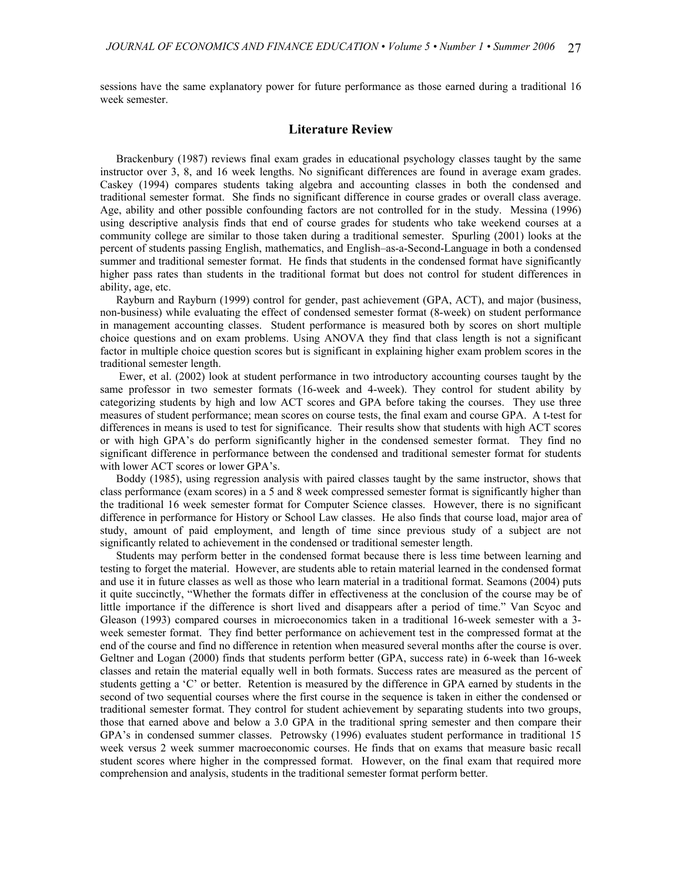sessions have the same explanatory power for future performance as those earned during a traditional 16 week semester.

## Literature Review

Brackenbury (1987) reviews final exam grades in educational psychology classes taught by the same instructor over 3, 8, and 16 week lengths. No significant differences are found in average exam grades. Caskey (1994) compares students taking algebra and accounting classes in both the condensed and traditional semester format. She finds no significant difference in course grades or overall class average. Age, ability and other possible confounding factors are not controlled for in the study. Messina (1996) using descriptive analysis finds that end of course grades for students who take weekend courses at a community college are similar to those taken during a traditional semester. Spurling (2001) looks at the percent of students passing English, mathematics, and English–as-a-Second-Language in both a condensed summer and traditional semester format. He finds that students in the condensed format have significantly higher pass rates than students in the traditional format but does not control for student differences in ability, age, etc.

Rayburn and Rayburn (1999) control for gender, past achievement (GPA, ACT), and major (business, non-business) while evaluating the effect of condensed semester format (8-week) on student performance in management accounting classes. Student performance is measured both by scores on short multiple choice questions and on exam problems. Using ANOVA they find that class length is not a significant factor in multiple choice question scores but is significant in explaining higher exam problem scores in the traditional semester length.

Ewer, et al. (2002) look at student performance in two introductory accounting courses taught by the same professor in two semester formats (16-week and 4-week). They control for student ability by categorizing students by high and low ACT scores and GPA before taking the courses. They use three measures of student performance; mean scores on course tests, the final exam and course GPA. A t-test for differences in means is used to test for significance. Their results show that students with high ACT scores or with high GPA's do perform significantly higher in the condensed semester format. They find no significant difference in performance between the condensed and traditional semester format for students with lower ACT scores or lower GPA's.

Boddy (1985), using regression analysis with paired classes taught by the same instructor, shows that class performance (exam scores) in a 5 and 8 week compressed semester format is significantly higher than the traditional 16 week semester format for Computer Science classes. However, there is no significant difference in performance for History or School Law classes. He also finds that course load, major area of study, amount of paid employment, and length of time since previous study of a subject are not significantly related to achievement in the condensed or traditional semester length.

Students may perform better in the condensed format because there is less time between learning and testing to forget the material. However, are students able to retain material learned in the condensed format and use it in future classes as well as those who learn material in a traditional format. Seamons (2004) puts it quite succinctly, "Whether the formats differ in effectiveness at the conclusion of the course may be of little importance if the difference is short lived and disappears after a period of time." Van Scyoc and Gleason (1993) compared courses in microeconomics taken in a traditional 16-week semester with a 3-week semester format. They find better performance on achievement test in the compressed format at the end of the course and find no difference in retention when measured several months after the course is over. Geltner and Logan (2000) finds that students perform better (GPA, success rate) in 6-week than 16-week classes and retain the material equally well in both formats. Success rates are measured as the percent of students getting a 'C' or better. Retention is measured by the difference in GPA earned by students in the second of two sequential courses where the first course in the sequence is taken in either the condensed or traditional semester format. They control for student achievement by separating students into two groups, those that earned above and below a 3.0 GPA in the traditional spring semester and then compare their GPA's in condensed summer classes. Petrowsky (1996) evaluates student performance in traditional 15 week versus 2 week summer macroeconomic courses. He finds that on exams that measure basic recall student scores where higher in the compressed format. However, on the final exam that required more comprehension and analysis, students in the traditional semester format perform better.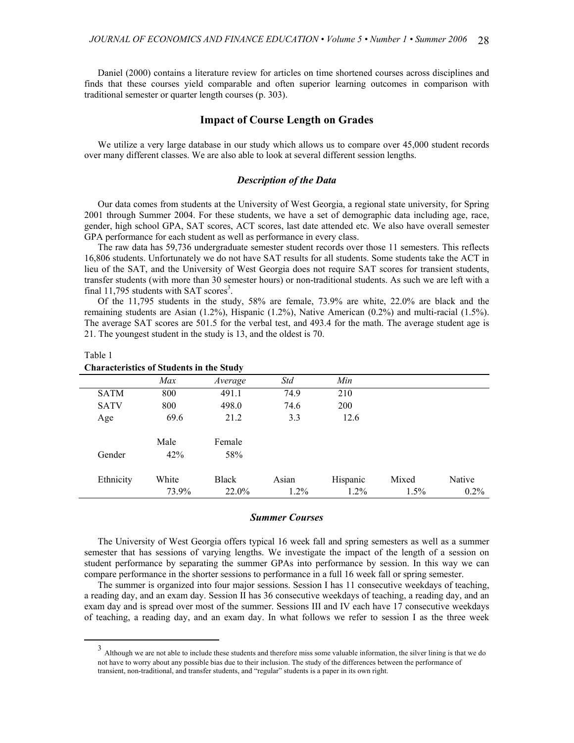Daniel (2000) contains a literature review for articles on time shortened courses across disciplines and finds that these courses yield comparable and often superior learning outcomes in comparison with traditional semester or quarter length courses (p. 303).

## Impact of Course Length on Grades

We utilize a very large database in our study which allows us to compare over 45,000 student records over many different classes. We are also able to look at several different session lengths.

### *Description of the Data*

Our data comes from students at the University of West Georgia, a regional state university, for Spring 2001 through Summer 2004. For these students, we have a set of demographic data including age, race, gender, high school GPA, SAT scores, ACT scores, last date attended etc. We also have overall semester GPA performance for each student as well as performance in every class.

The raw data has 59,736 undergraduate semester student records over those 11 semesters. This reflects 16,806 students. Unfortunately we do not have SAT results for all students. Some students take the ACT in lieu of the SAT, and the University of West Georgia does not require SAT scores for transient students, transfer students (with more than 30 semester hours) or non-traditional students. As such we are left with a final 11,795 students with SAT scores[3].

Of the 11,795 students in the study, 58% are female, 73.9% are white, 22.0% are black and the remaining students are Asian (1.2%), Hispanic (1.2%), Native American (0.2%) and multi-racial (1.5%). The average SAT scores are 501.5 for the verbal test, and 493.4 for the math. The average student age is 21. The youngest student in the study is 13, and the oldest is 70.

Table 1

**Characteristics of Students in the Study**

| | *Max* | *Average* | *Std* | *Min* | | |
|---|---|---|---|---|---|---|
| SATM | 800 | 491.1 | 74.9 | 210 | | |
| SATV | 800 | 498.0 | 74.6 | 200 | | |
| Age | 69.6 | 21.2 | 3.3 | 12.6 | | |
| | Male | Female | | | | |
| Gender | 42% | 58% | | | | |
| Ethnicity | White | Black | Asian | Hispanic | Mixed | Native |
| | 73.9% | 22.0% | 1.2% | 1.2% | 1.5% | 0.2% |

### *Summer Courses*

The University of West Georgia offers typical 16 week fall and spring semesters as well as a summer semester that has sessions of varying lengths. We investigate the impact of the length of a session on student performance by separating the summer GPAs into performance by session. In this way we can compare performance in the shorter sessions to performance in a full 16 week fall or spring semester.

The summer is organized into four major sessions. Session I has 11 consecutive weekdays of teaching, a reading day, and an exam day. Session II has 36 consecutive weekdays of teaching, a reading day, and an exam day and is spread over most of the summer. Sessions III and IV each have 17 consecutive weekdays of teaching, a reading day, and an exam day. In what follows we refer to session I as the three week

[3] Although we are not able to include these students and therefore miss some valuable information, the silver lining is that we do not have to worry about any possible bias due to their inclusion. The study of the differences between the performance of transient, non-traditional, and transfer students, and "regular" students is a paper in its own right.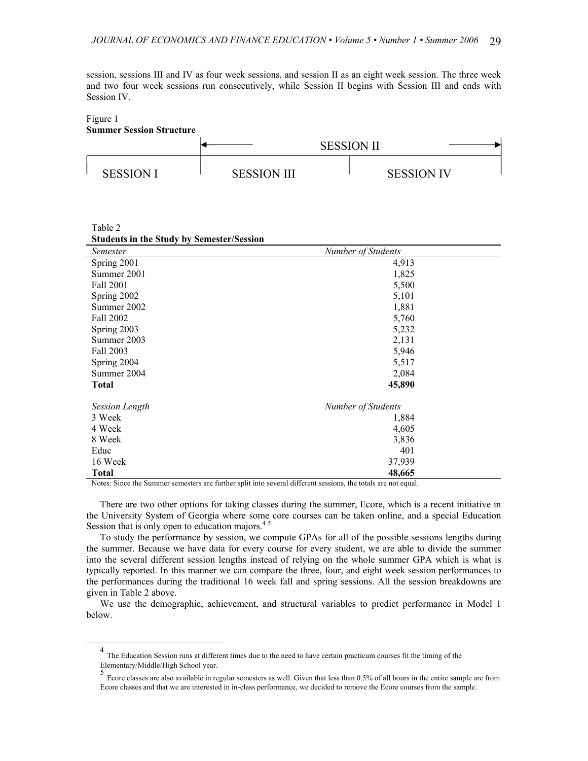session, sessions III and IV as four week sessions, and session II as an eight week session. The three week and two four week sessions run consecutively, while Session II begins with Session III and ends with Session IV.

Figure 1
**Summer Session Structure**

| | SESSION II | |
|---|---|---|
| SESSION I | SESSION III | SESSION IV |

Table 2
**Students in the Study by Semester/Session**

| *Semester* | *Number of Students* |
|---|---|
| Spring 2001 | 4,913 |
| Summer 2001 | 1,825 |
| Fall 2001 | 5,500 |
| Spring 2002 | 5,101 |
| Summer 2002 | 1,881 |
| Fall 2002 | 5,760 |
| Spring 2003 | 5,232 |
| Summer 2003 | 2,131 |
| Fall 2003 | 5,946 |
| Spring 2004 | 5,517 |
| Summer 2004 | 2,084 |
| **Total** | **45,890** |
| | |
| *Session Length* | *Number of Students* |
| 3 Week | 1,884 |
| 4 Week | 4,605 |
| 8 Week | 3,836 |
| Educ | 401 |
| 16 Week | 37,939 |
| **Total** | **48,665** |

Notes: Since the Summer semesters are further split into several different sessions, the totals are not equal.

There are two other options for taking classes during the summer, Ecore, which is a recent initiative in the University System of Georgia where some core courses can be taken online, and a special Education Session that is only open to education majors.[4] [5]

To study the performance by session, we compute GPAs for all of the possible sessions lengths during the summer. Because we have data for every course for every student, we are able to divide the summer into the several different session lengths instead of relying on the whole summer GPA which is what is typically reported. In this manner we can compare the three, four, and eight week session performances to the performances during the traditional 16 week fall and spring sessions. All the session breakdowns are given in Table 2 above.

We use the demographic, achievement, and structural variables to predict performance in Model 1 below.

---

[4] The Education Session runs at different times due to the need to have certain practicum courses fit the timing of the Elementary/Middle/High School year.

[5] Ecore classes are also available in regular semesters as well. Given that less than 0.5% of all hours in the entire sample are from Ecore classes and that we are interested in in-class performance, we decided to remove the Ecore courses from the sample.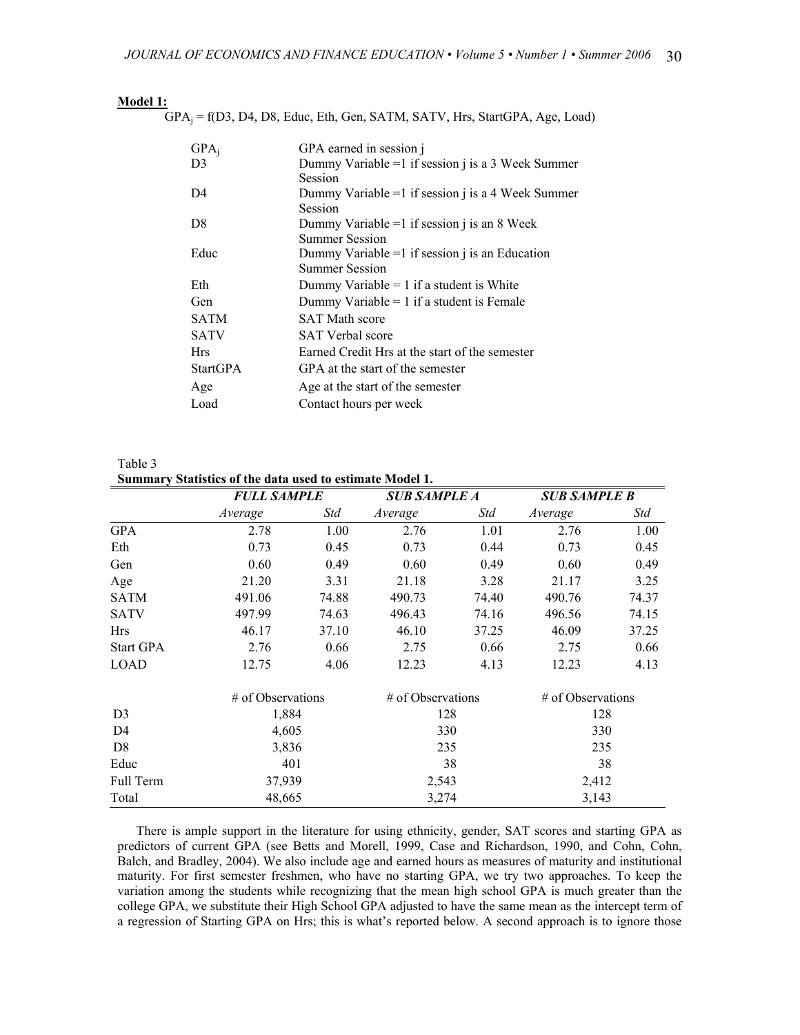**Model 1:**

$GPA_j$ = f(D3, D4, D8, Educ, Eth, Gen, SATM, SATV, Hrs, StartGPA, Age, Load)

| | |
|---|---|
| $GPA_j$ | GPA earned in session j |
| D3 | Dummy Variable =1 if session j is a 3 Week Summer Session |
| D4 | Dummy Variable =1 if session j is a 4 Week Summer Session |
| D8 | Dummy Variable =1 if session j is an 8 Week Summer Session |
| Educ | Dummy Variable =1 if session j is an Education Summer Session |
| Eth | Dummy Variable = 1 if a student is White |
| Gen | Dummy Variable = 1 if a student is Female |
| SATM | SAT Math score |
| SATV | SAT Verbal score |
| Hrs | Earned Credit Hrs at the start of the semester |
| StartGPA | GPA at the start of the semester |
| Age | Age at the start of the semester |
| Load | Contact hours per week |

Table 3

**Summary Statistics of the data used to estimate Model 1.**

| | ***FULL SAMPLE*** | | ***SUB SAMPLE A*** | | ***SUB SAMPLE B*** | |
|---|---|---|---|---|---|---|
| | *Average* | *Std* | *Average* | *Std* | *Average* | *Std* |
| GPA | 2.78 | 1.00 | 2.76 | 1.01 | 2.76 | 1.00 |
| Eth | 0.73 | 0.45 | 0.73 | 0.44 | 0.73 | 0.45 |
| Gen | 0.60 | 0.49 | 0.60 | 0.49 | 0.60 | 0.49 |
| Age | 21.20 | 3.31 | 21.18 | 3.28 | 21.17 | 3.25 |
| SATM | 491.06 | 74.88 | 490.73 | 74.40 | 490.76 | 74.37 |
| SATV | 497.99 | 74.63 | 496.43 | 74.16 | 496.56 | 74.15 |
| Hrs | 46.17 | 37.10 | 46.10 | 37.25 | 46.09 | 37.25 |
| Start GPA | 2.76 | 0.66 | 2.75 | 0.66 | 2.75 | 0.66 |
| LOAD | 12.75 | 4.06 | 12.23 | 4.13 | 12.23 | 4.13 |
| | # of Observations | | # of Observations | | # of Observations | |
| D3 | 1,884 | | 128 | | 128 | |
| D4 | 4,605 | | 330 | | 330 | |
| D8 | 3,836 | | 235 | | 235 | |
| Educ | 401 | | 38 | | 38 | |
| Full Term | 37,939 | | 2,543 | | 2,412 | |
| Total | 48,665 | | 3,274 | | 3,143 | |

There is ample support in the literature for using ethnicity, gender, SAT scores and starting GPA as predictors of current GPA (see Betts and Morell, 1999, Case and Richardson, 1990, and Cohn, Cohn, Balch, and Bradley, 2004). We also include age and earned hours as measures of maturity and institutional maturity. For first semester freshmen, who have no starting GPA, we try two approaches. To keep the variation among the students while recognizing that the mean high school GPA is much greater than the college GPA, we substitute their High School GPA adjusted to have the same mean as the intercept term of a regression of Starting GPA on Hrs; this is what's reported below. A second approach is to ignore those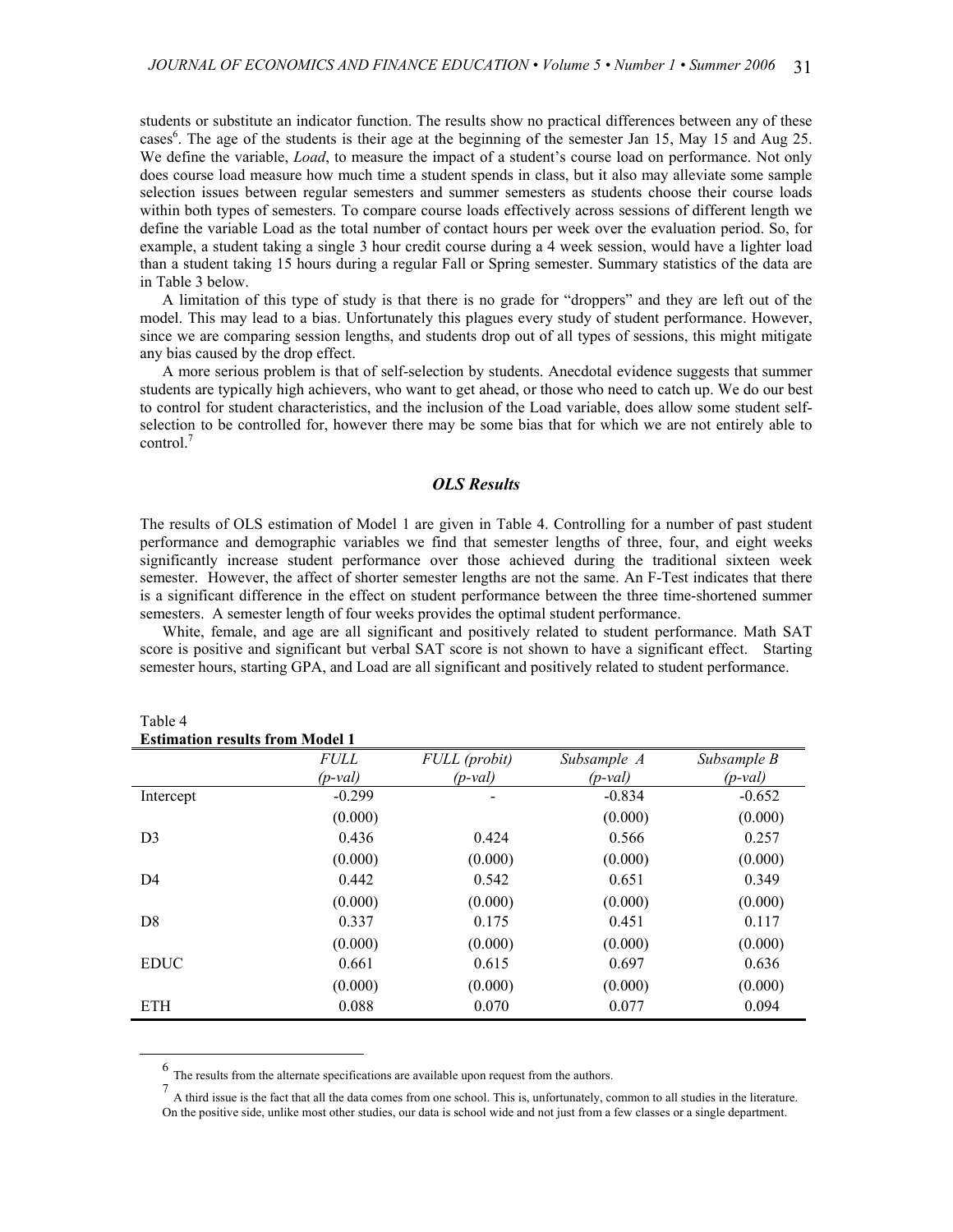students or substitute an indicator function. The results show no practical differences between any of these cases[6]. The age of the students is their age at the beginning of the semester Jan 15, May 15 and Aug 25. We define the variable, *Load*, to measure the impact of a student's course load on performance. Not only does course load measure how much time a student spends in class, but it also may alleviate some sample selection issues between regular semesters and summer semesters as students choose their course loads within both types of semesters. To compare course loads effectively across sessions of different length we define the variable Load as the total number of contact hours per week over the evaluation period. So, for example, a student taking a single 3 hour credit course during a 4 week session, would have a lighter load than a student taking 15 hours during a regular Fall or Spring semester. Summary statistics of the data are in Table 3 below.

A limitation of this type of study is that there is no grade for "droppers" and they are left out of the model. This may lead to a bias. Unfortunately this plagues every study of student performance. However, since we are comparing session lengths, and students drop out of all types of sessions, this might mitigate any bias caused by the drop effect.

A more serious problem is that of self-selection by students. Anecdotal evidence suggests that summer students are typically high achievers, who want to get ahead, or those who need to catch up. We do our best to control for student characteristics, and the inclusion of the Load variable, does allow some student self-selection to be controlled for, however there may be some bias that for which we are not entirely able to control.[7]

## *OLS Results*

The results of OLS estimation of Model 1 are given in Table 4. Controlling for a number of past student performance and demographic variables we find that semester lengths of three, four, and eight weeks significantly increase student performance over those achieved during the traditional sixteen week semester. However, the affect of shorter semester lengths are not the same. An F-Test indicates that there is a significant difference in the effect on student performance between the three time-shortened summer semesters. A semester length of four weeks provides the optimal student performance.

White, female, and age are all significant and positively related to student performance. Math SAT score is positive and significant but verbal SAT score is not shown to have a significant effect. Starting semester hours, starting GPA, and Load are all significant and positively related to student performance.

Table 4
**Estimation results from Model 1**

| | *FULL* *(p-val)* | *FULL (probit)* *(p-val)* | *Subsample A* *(p-val)* | *Subsample B* *(p-val)* |
|---|---|---|---|---|
| Intercept | -0.299 | - | -0.834 | -0.652 |
| | (0.000) | | (0.000) | (0.000) |
| D3 | 0.436 | 0.424 | 0.566 | 0.257 |
| | (0.000) | (0.000) | (0.000) | (0.000) |
| D4 | 0.442 | 0.542 | 0.651 | 0.349 |
| | (0.000) | (0.000) | (0.000) | (0.000) |
| D8 | 0.337 | 0.175 | 0.451 | 0.117 |
| | (0.000) | (0.000) | (0.000) | (0.000) |
| EDUC | 0.661 | 0.615 | 0.697 | 0.636 |
| | (0.000) | (0.000) | (0.000) | (0.000) |
| ETH | 0.088 | 0.070 | 0.077 | 0.094 |

[6] The results from the alternate specifications are available upon request from the authors.

[7] A third issue is the fact that all the data comes from one school. This is, unfortunately, common to all studies in the literature. On the positive side, unlike most other studies, our data is school wide and not just from a few classes or a single department.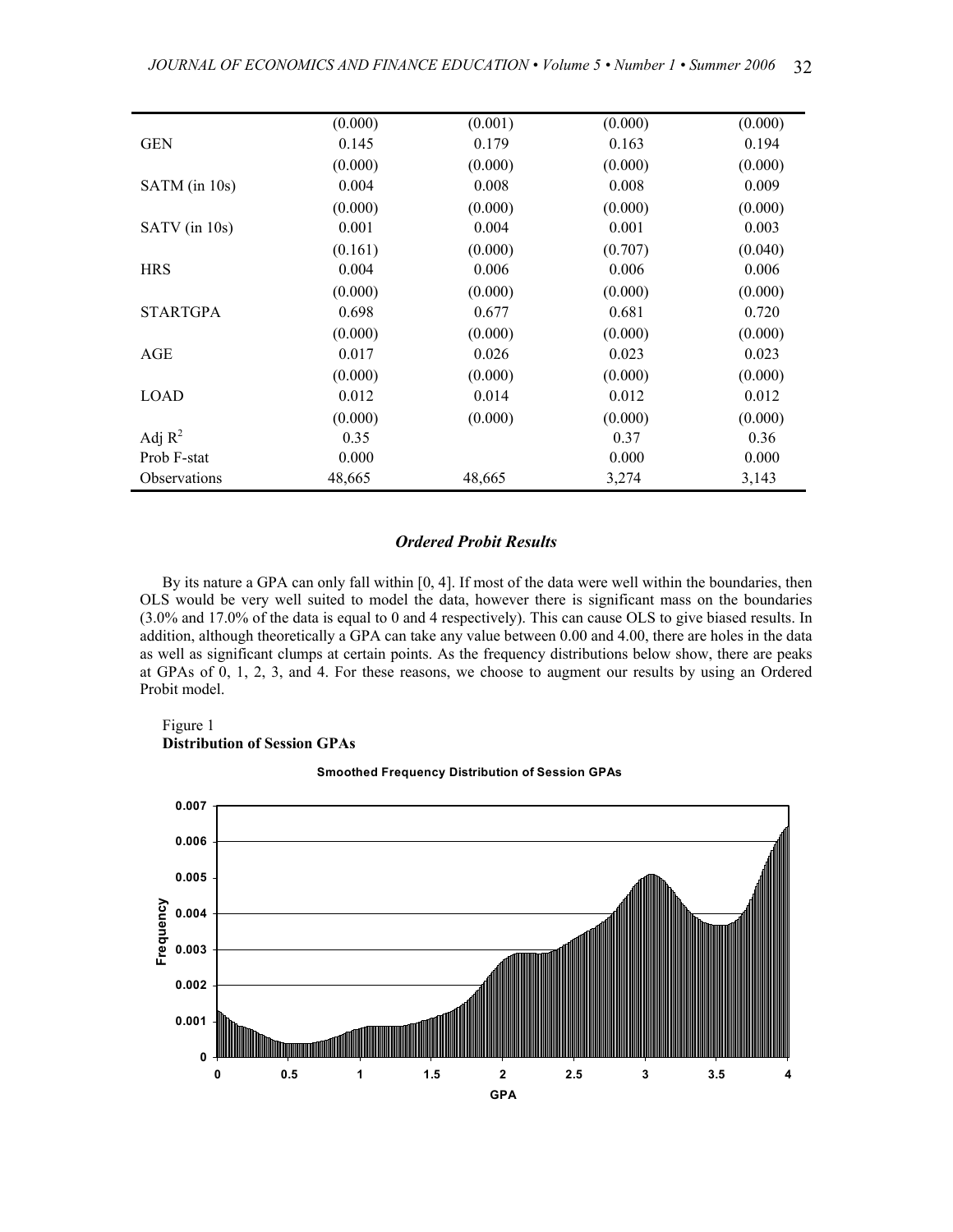| | | | | |
|---|---|---|---|---|
| | (0.000) | (0.001) | (0.000) | (0.000) |
| GEN | 0.145 | 0.179 | 0.163 | 0.194 |
| | (0.000) | (0.000) | (0.000) | (0.000) |
| SATM (in 10s) | 0.004 | 0.008 | 0.008 | 0.009 |
| | (0.000) | (0.000) | (0.000) | (0.000) |
| SATV (in 10s) | 0.001 | 0.004 | 0.001 | 0.003 |
| | (0.161) | (0.000) | (0.707) | (0.040) |
| HRS | 0.004 | 0.006 | 0.006 | 0.006 |
| | (0.000) | (0.000) | (0.000) | (0.000) |
| STARTGPA | 0.698 | 0.677 | 0.681 | 0.720 |
| | (0.000) | (0.000) | (0.000) | (0.000) |
| AGE | 0.017 | 0.026 | 0.023 | 0.023 |
| | (0.000) | (0.000) | (0.000) | (0.000) |
| LOAD | 0.012 | 0.014 | 0.012 | 0.012 |
| | (0.000) | (0.000) | (0.000) | (0.000) |
| Adj $R^2$ | 0.35 | | 0.37 | 0.36 |
| Prob F-stat | 0.000 | | 0.000 | 0.000 |
| Observations | 48,665 | 48,665 | 3,274 | 3,143 |

### *Ordered Probit Results*

By its nature a GPA can only fall within [0, 4]. If most of the data were well within the boundaries, then OLS would be very well suited to model the data, however there is significant mass on the boundaries (3.0% and 17.0% of the data is equal to 0 and 4 respectively). This can cause OLS to give biased results. In addition, although theoretically a GPA can take any value between 0.00 and 4.00, there are holes in the data as well as significant clumps at certain points. As the frequency distributions below show, there are peaks at GPAs of 0, 1, 2, 3, and 4. For these reasons, we choose to augment our results by using an Ordered Probit model.

Figure 1
**Distribution of Session GPAs**

**Smoothed Frequency Distribution of Session GPAs**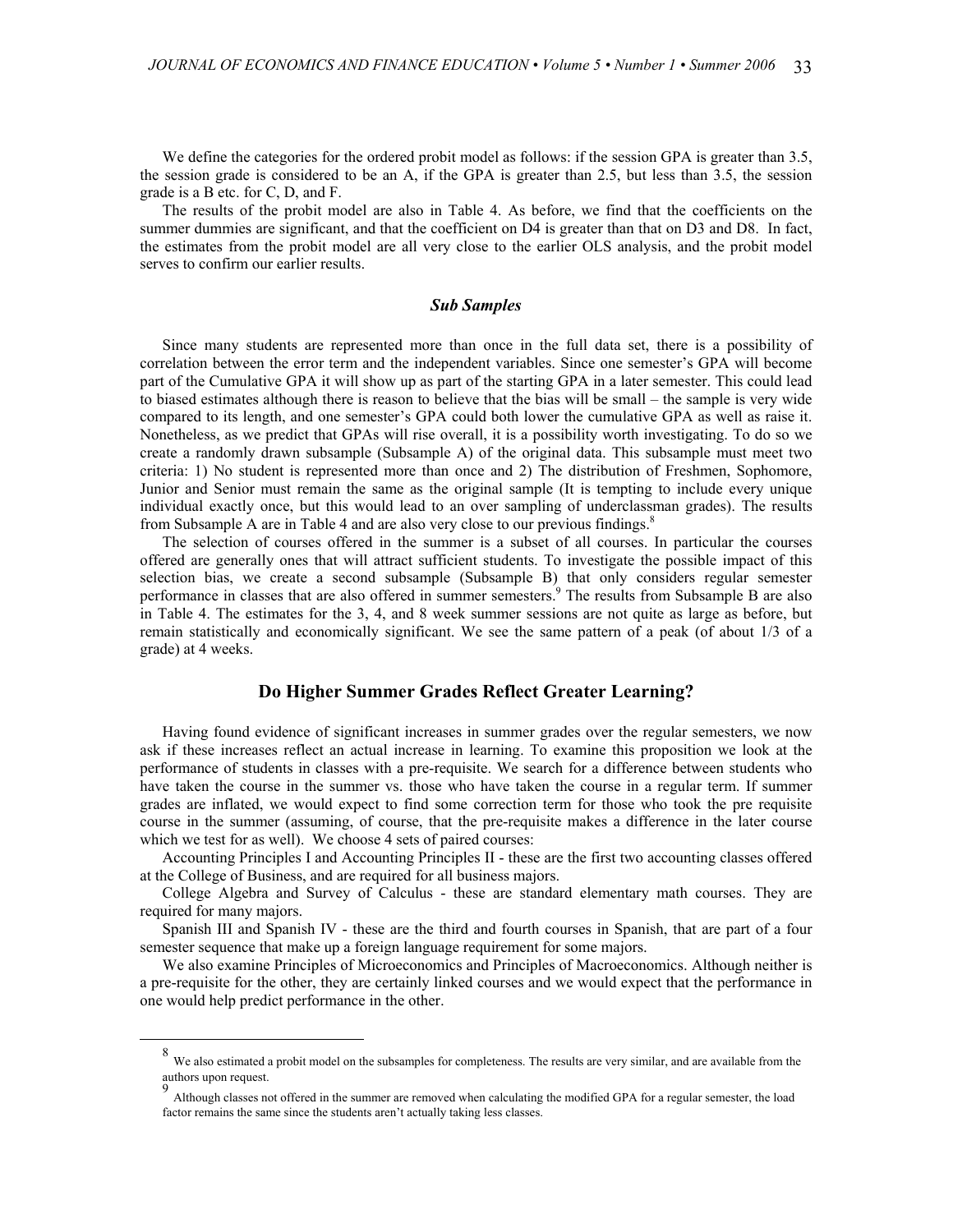We define the categories for the ordered probit model as follows: if the session GPA is greater than 3.5, the session grade is considered to be an A, if the GPA is greater than 2.5, but less than 3.5, the session grade is a B etc. for C, D, and F.

The results of the probit model are also in Table 4. As before, we find that the coefficients on the summer dummies are significant, and that the coefficient on D4 is greater than that on D3 and D8. In fact, the estimates from the probit model are all very close to the earlier OLS analysis, and the probit model serves to confirm our earlier results.

### *Sub Samples*

Since many students are represented more than once in the full data set, there is a possibility of correlation between the error term and the independent variables. Since one semester's GPA will become part of the Cumulative GPA it will show up as part of the starting GPA in a later semester. This could lead to biased estimates although there is reason to believe that the bias will be small – the sample is very wide compared to its length, and one semester's GPA could both lower the cumulative GPA as well as raise it. Nonetheless, as we predict that GPAs will rise overall, it is a possibility worth investigating. To do so we create a randomly drawn subsample (Subsample A) of the original data. This subsample must meet two criteria: 1) No student is represented more than once and 2) The distribution of Freshmen, Sophomore, Junior and Senior must remain the same as the original sample (It is tempting to include every unique individual exactly once, but this would lead to an over sampling of underclassman grades). The results from Subsample A are in Table 4 and are also very close to our previous findings.[8]

The selection of courses offered in the summer is a subset of all courses. In particular the courses offered are generally ones that will attract sufficient students. To investigate the possible impact of this selection bias, we create a second subsample (Subsample B) that only considers regular semester performance in classes that are also offered in summer semesters.[9] The results from Subsample B are also in Table 4. The estimates for the 3, 4, and 8 week summer sessions are not quite as large as before, but remain statistically and economically significant. We see the same pattern of a peak (of about 1/3 of a grade) at 4 weeks.

## Do Higher Summer Grades Reflect Greater Learning?

Having found evidence of significant increases in summer grades over the regular semesters, we now ask if these increases reflect an actual increase in learning. To examine this proposition we look at the performance of students in classes with a pre-requisite. We search for a difference between students who have taken the course in the summer vs. those who have taken the course in a regular term. If summer grades are inflated, we would expect to find some correction term for those who took the pre requisite course in the summer (assuming, of course, that the pre-requisite makes a difference in the later course which we test for as well). We choose 4 sets of paired courses:

Accounting Principles I and Accounting Principles II - these are the first two accounting classes offered at the College of Business, and are required for all business majors.

College Algebra and Survey of Calculus - these are standard elementary math courses. They are required for many majors.

Spanish III and Spanish IV - these are the third and fourth courses in Spanish, that are part of a four semester sequence that make up a foreign language requirement for some majors.

We also examine Principles of Microeconomics and Principles of Macroeconomics. Although neither is a pre-requisite for the other, they are certainly linked courses and we would expect that the performance in one would help predict performance in the other.

---

[8] We also estimated a probit model on the subsamples for completeness. The results are very similar, and are available from the authors upon request.

[9] Although classes not offered in the summer are removed when calculating the modified GPA for a regular semester, the load factor remains the same since the students aren't actually taking less classes.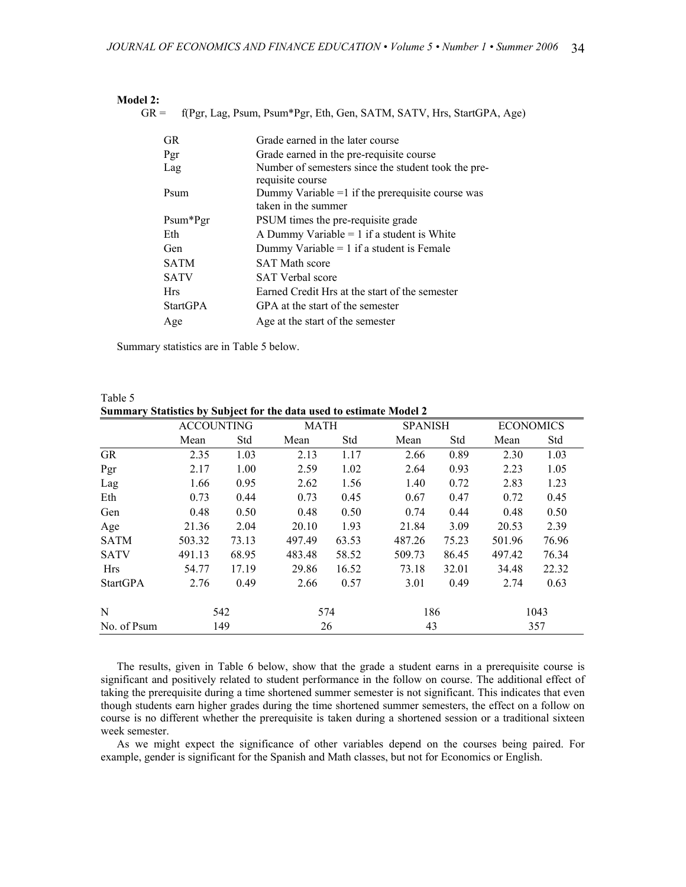**Model 2:**

GR = f(Pgr, Lag, Psum, Psum*Pgr, Eth, Gen, SATM, SATV, Hrs, StartGPA, Age)

| | |
|---|---|
| GR | Grade earned in the later course |
| Pgr | Grade earned in the pre-requisite course |
| Lag | Number of semesters since the student took the pre-requisite course |
| Psum | Dummy Variable =1 if the prerequisite course was taken in the summer |
| Psum*Pgr | PSUM times the pre-requisite grade |
| Eth | A Dummy Variable = 1 if a student is White |
| Gen | Dummy Variable = 1 if a student is Female |
| SATM | SAT Math score |
| SATV | SAT Verbal score |
| Hrs | Earned Credit Hrs at the start of the semester |
| StartGPA | GPA at the start of the semester |
| Age | Age at the start of the semester |

Summary statistics are in Table 5 below.

Table 5
**Summary Statistics by Subject for the data used to estimate Model 2**

| | ACCOUNTING | | MATH | | SPANISH | | ECONOMICS | |
|---|---|---|---|---|---|---|---|---|
| | Mean | Std | Mean | Std | Mean | Std | Mean | Std |
| GR | 2.35 | 1.03 | 2.13 | 1.17 | 2.66 | 0.89 | 2.30 | 1.03 |
| Pgr | 2.17 | 1.00 | 2.59 | 1.02 | 2.64 | 0.93 | 2.23 | 1.05 |
| Lag | 1.66 | 0.95 | 2.62 | 1.56 | 1.40 | 0.72 | 2.83 | 1.23 |
| Eth | 0.73 | 0.44 | 0.73 | 0.45 | 0.67 | 0.47 | 0.72 | 0.45 |
| Gen | 0.48 | 0.50 | 0.48 | 0.50 | 0.74 | 0.44 | 0.48 | 0.50 |
| Age | 21.36 | 2.04 | 20.10 | 1.93 | 21.84 | 3.09 | 20.53 | 2.39 |
| SATM | 503.32 | 73.13 | 497.49 | 63.53 | 487.26 | 75.23 | 501.96 | 76.96 |
| SATV | 491.13 | 68.95 | 483.48 | 58.52 | 509.73 | 86.45 | 497.42 | 76.34 |
| Hrs | 54.77 | 17.19 | 29.86 | 16.52 | 73.18 | 32.01 | 34.48 | 22.32 |
| StartGPA | 2.76 | 0.49 | 2.66 | 0.57 | 3.01 | 0.49 | 2.74 | 0.63 |
| N | 542 | | 574 | | 186 | | 1043 | |
| No. of Psum | 149 | | 26 | | 43 | | 357 | |

The results, given in Table 6 below, show that the grade a student earns in a prerequisite course is significant and positively related to student performance in the follow on course. The additional effect of taking the prerequisite during a time shortened summer semester is not significant. This indicates that even though students earn higher grades during the time shortened summer semesters, the effect on a follow on course is no different whether the prerequisite is taken during a shortened session or a traditional sixteen week semester.

As we might expect the significance of other variables depend on the courses being paired. For example, gender is significant for the Spanish and Math classes, but not for Economics or English.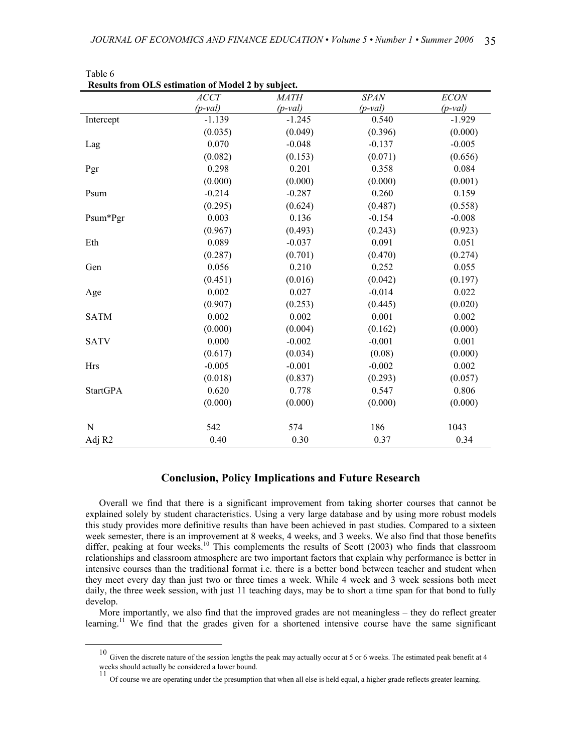Table 6

**Results from OLS estimation of Model 2 by subject.**

| | *ACCT* *(p-val)* | *MATH* *(p-val)* | *SPAN* *(p-val)* | *ECON* *(p-val)* |
|---|---|---|---|---|
| Intercept | -1.139 | -1.245 | 0.540 | -1.929 |
| | (0.035) | (0.049) | (0.396) | (0.000) |
| Lag | 0.070 | -0.048 | -0.137 | -0.005 |
| | (0.082) | (0.153) | (0.071) | (0.656) |
| Pgr | 0.298 | 0.201 | 0.358 | 0.084 |
| | (0.000) | (0.000) | (0.000) | (0.001) |
| Psum | -0.214 | -0.287 | 0.260 | 0.159 |
| | (0.295) | (0.624) | (0.487) | (0.558) |
| Psum*Pgr | 0.003 | 0.136 | -0.154 | -0.008 |
| | (0.967) | (0.493) | (0.243) | (0.923) |
| Eth | 0.089 | -0.037 | 0.091 | 0.051 |
| | (0.287) | (0.701) | (0.470) | (0.274) |
| Gen | 0.056 | 0.210 | 0.252 | 0.055 |
| | (0.451) | (0.016) | (0.042) | (0.197) |
| Age | 0.002 | 0.027 | -0.014 | 0.022 |
| | (0.907) | (0.253) | (0.445) | (0.020) |
| SATM | 0.002 | 0.002 | 0.001 | 0.002 |
| | (0.000) | (0.004) | (0.162) | (0.000) |
| SATV | 0.000 | -0.002 | -0.001 | 0.001 |
| | (0.617) | (0.034) | (0.08) | (0.000) |
| Hrs | -0.005 | -0.001 | -0.002 | 0.002 |
| | (0.018) | (0.837) | (0.293) | (0.057) |
| StartGPA | 0.620 | 0.778 | 0.547 | 0.806 |
| | (0.000) | (0.000) | (0.000) | (0.000) |
| N | 542 | 574 | 186 | 1043 |
| Adj R2 | 0.40 | 0.30 | 0.37 | 0.34 |

## Conclusion, Policy Implications and Future Research

Overall we find that there is a significant improvement from taking shorter courses that cannot be explained solely by student characteristics. Using a very large database and by using more robust models this study provides more definitive results than have been achieved in past studies. Compared to a sixteen week semester, there is an improvement at 8 weeks, 4 weeks, and 3 weeks. We also find that those benefits differ, peaking at four weeks.[10] This complements the results of Scott (2003) who finds that classroom relationships and classroom atmosphere are two important factors that explain why performance is better in intensive courses than the traditional format i.e. there is a better bond between teacher and student when they meet every day than just two or three times a week. While 4 week and 3 week sessions both meet daily, the three week session, with just 11 teaching days, may be to short a time span for that bond to fully develop.

More importantly, we also find that the improved grades are not meaningless – they do reflect greater learning.[11] We find that the grades given for a shortened intensive course have the same significant

[10] Given the discrete nature of the session lengths the peak may actually occur at 5 or 6 weeks. The estimated peak benefit at 4 weeks should actually be considered a lower bound.

[11] Of course we are operating under the presumption that when all else is held equal, a higher grade reflects greater learning.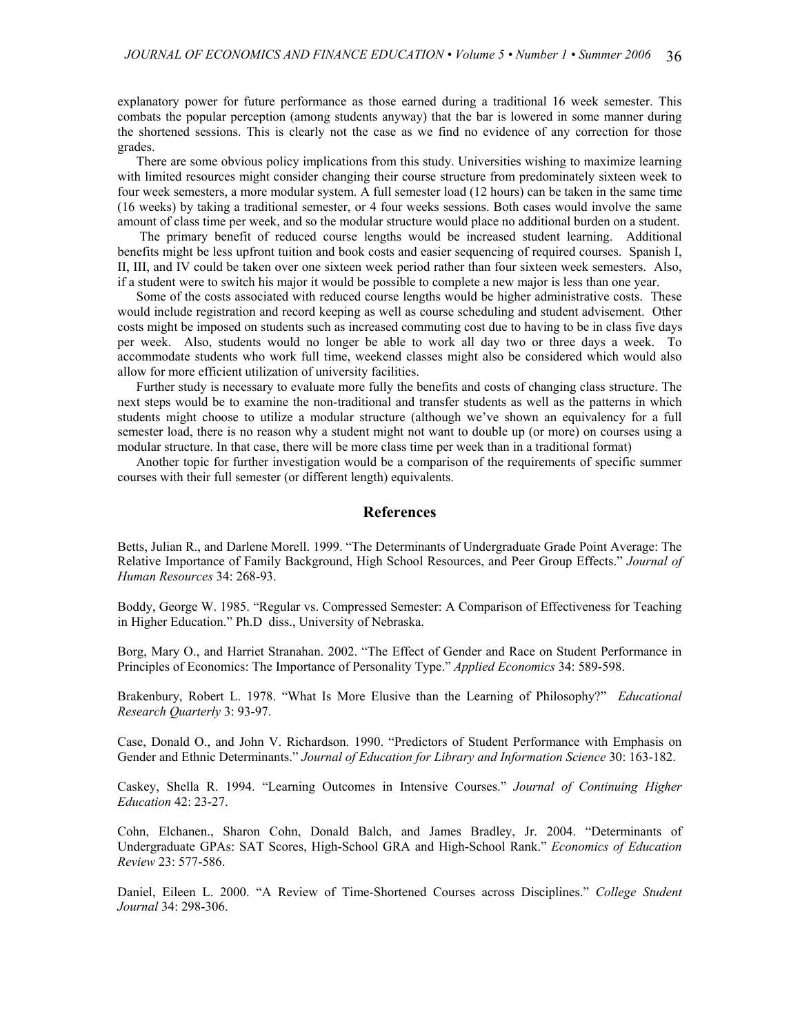explanatory power for future performance as those earned during a traditional 16 week semester. This combats the popular perception (among students anyway) that the bar is lowered in some manner during the shortened sessions. This is clearly not the case as we find no evidence of any correction for those grades.

There are some obvious policy implications from this study. Universities wishing to maximize learning with limited resources might consider changing their course structure from predominately sixteen week to four week semesters, a more modular system. A full semester load (12 hours) can be taken in the same time (16 weeks) by taking a traditional semester, or 4 four weeks sessions. Both cases would involve the same amount of class time per week, and so the modular structure would place no additional burden on a student.

The primary benefit of reduced course lengths would be increased student learning. Additional benefits might be less upfront tuition and book costs and easier sequencing of required courses. Spanish I, II, III, and IV could be taken over one sixteen week period rather than four sixteen week semesters. Also, if a student were to switch his major it would be possible to complete a new major is less than one year.

Some of the costs associated with reduced course lengths would be higher administrative costs. These would include registration and record keeping as well as course scheduling and student advisement. Other costs might be imposed on students such as increased commuting cost due to having to be in class five days per week. Also, students would no longer be able to work all day two or three days a week. To accommodate students who work full time, weekend classes might also be considered which would also allow for more efficient utilization of university facilities.

Further study is necessary to evaluate more fully the benefits and costs of changing class structure. The next steps would be to examine the non-traditional and transfer students as well as the patterns in which students might choose to utilize a modular structure (although we've shown an equivalency for a full semester load, there is no reason why a student might not want to double up (or more) on courses using a modular structure. In that case, there will be more class time per week than in a traditional format)

Another topic for further investigation would be a comparison of the requirements of specific summer courses with their full semester (or different length) equivalents.

## References

Betts, Julian R., and Darlene Morell. 1999. "The Determinants of Undergraduate Grade Point Average: The Relative Importance of Family Background, High School Resources, and Peer Group Effects." *Journal of Human Resources* 34: 268-93.

Boddy, George W. 1985. "Regular vs. Compressed Semester: A Comparison of Effectiveness for Teaching in Higher Education." Ph.D diss., University of Nebraska.

Borg, Mary O., and Harriet Stranahan. 2002. "The Effect of Gender and Race on Student Performance in Principles of Economics: The Importance of Personality Type." *Applied Economics* 34: 589-598.

Brakenbury, Robert L. 1978. "What Is More Elusive than the Learning of Philosophy?" *Educational Research Quarterly* 3: 93-97.

Case, Donald O., and John V. Richardson. 1990. "Predictors of Student Performance with Emphasis on Gender and Ethnic Determinants." *Journal of Education for Library and Information Science* 30: 163-182.

Caskey, Shella R. 1994. "Learning Outcomes in Intensive Courses." *Journal of Continuing Higher Education* 42: 23-27.

Cohn, Elchanen., Sharon Cohn, Donald Balch, and James Bradley, Jr. 2004. "Determinants of Undergraduate GPAs: SAT Scores, High-School GRA and High-School Rank." *Economics of Education Review* 23: 577-586.

Daniel, Eileen L. 2000. "A Review of Time-Shortened Courses across Disciplines." *College Student Journal* 34: 298-306.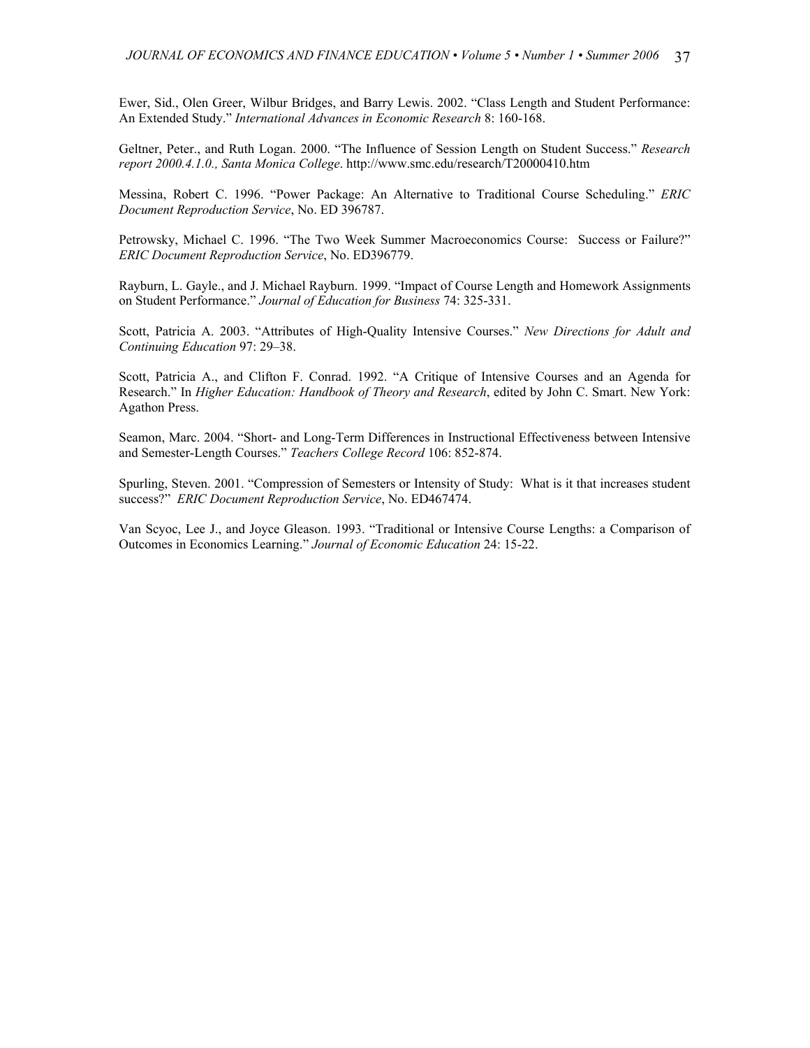Ewer, Sid., Olen Greer, Wilbur Bridges, and Barry Lewis. 2002. "Class Length and Student Performance: An Extended Study." *International Advances in Economic Research* 8: 160-168.

Geltner, Peter., and Ruth Logan. 2000. "The Influence of Session Length on Student Success." *Research report 2000.4.1.0., Santa Monica College*. http://www.smc.edu/research/T20000410.htm

Messina, Robert C. 1996. "Power Package: An Alternative to Traditional Course Scheduling." *ERIC Document Reproduction Service*, No. ED 396787.

Petrowsky, Michael C. 1996. "The Two Week Summer Macroeconomics Course: Success or Failure?" *ERIC Document Reproduction Service*, No. ED396779.

Rayburn, L. Gayle., and J. Michael Rayburn. 1999. "Impact of Course Length and Homework Assignments on Student Performance." *Journal of Education for Business* 74: 325-331.

Scott, Patricia A. 2003. "Attributes of High-Quality Intensive Courses." *New Directions for Adult and Continuing Education* 97: 29–38.

Scott, Patricia A., and Clifton F. Conrad. 1992. "A Critique of Intensive Courses and an Agenda for Research." In *Higher Education: Handbook of Theory and Research*, edited by John C. Smart. New York: Agathon Press.

Seamon, Marc. 2004. "Short- and Long-Term Differences in Instructional Effectiveness between Intensive and Semester-Length Courses." *Teachers College Record* 106: 852-874.

Spurling, Steven. 2001. "Compression of Semesters or Intensity of Study: What is it that increases student success?" *ERIC Document Reproduction Service*, No. ED467474.

Van Scyoc, Lee J., and Joyce Gleason. 1993. "Traditional or Intensive Course Lengths: a Comparison of Outcomes in Economics Learning." *Journal of Economic Education* 24: 15-22.